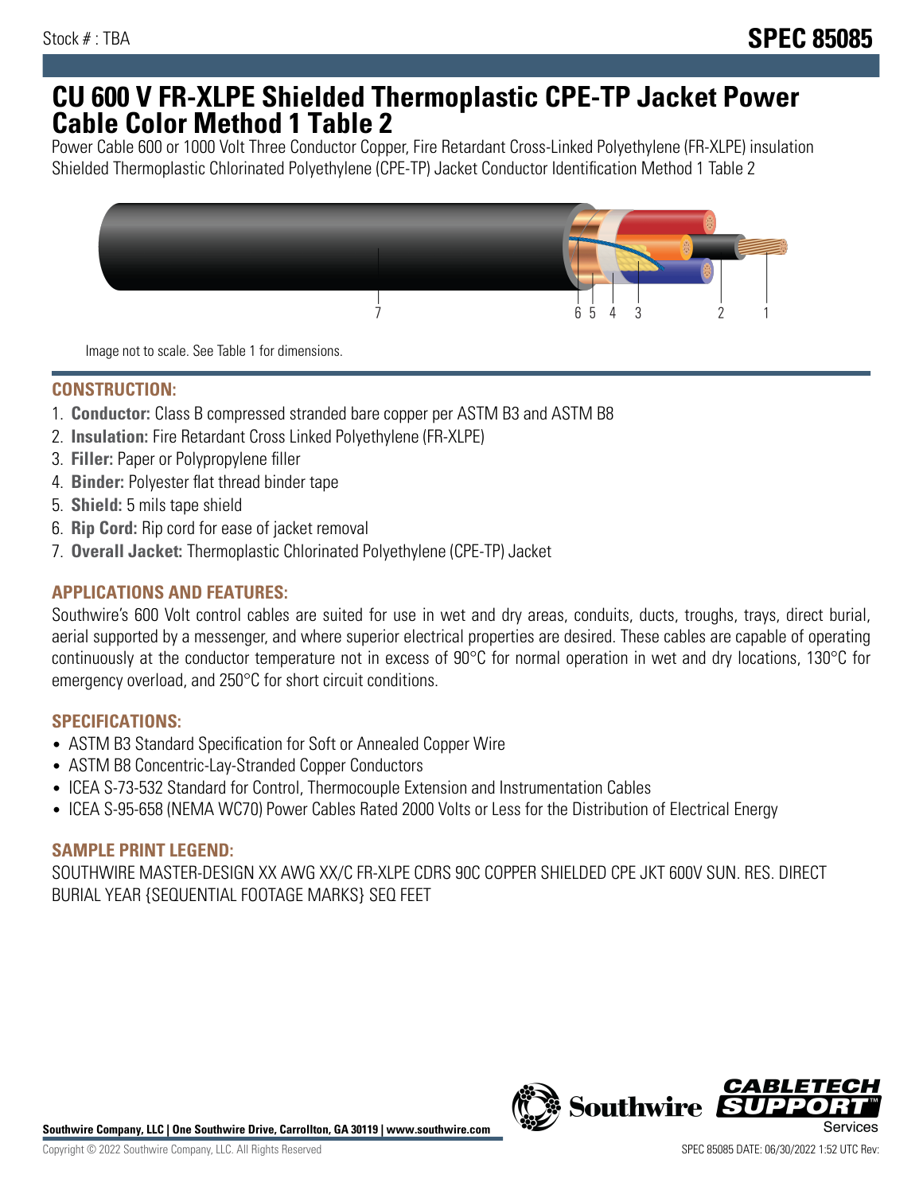Stock # : TBA

# SPEC 85085

# CU 600 V FR-XLPE Shielded Thermoplastic CPE-TP Jacket Power Cable Color Method 1 Table 2

Power Cable 600 or 1000 Volt Three Conductor Copper, Fire Retardant Cross-Linked Polyethylene (FR-XLPE) insulation Shielded Thermoplastic Chlorinated Polyethylene (CPE-TP) Jacket Conductor Identification Method 1 Table 2

Image not to scale. See Table 1 for dimensions.

## CONSTRUCTION:

1. **Conductor:** Class B compressed stranded bare copper per ASTM B3 and ASTM B8
2. **Insulation:** Fire Retardant Cross Linked Polyethylene (FR-XLPE)
3. **Filler:** Paper or Polypropylene filler
4. **Binder:** Polyester flat thread binder tape
5. **Shield:** 5 mils tape shield
6. **Rip Cord:** Rip cord for ease of jacket removal
7. **Overall Jacket:** Thermoplastic Chlorinated Polyethylene (CPE-TP) Jacket

## APPLICATIONS AND FEATURES:

Southwire's 600 Volt control cables are suited for use in wet and dry areas, conduits, ducts, troughs, trays, direct burial, aerial supported by a messenger, and where superior electrical properties are desired. These cables are capable of operating continuously at the conductor temperature not in excess of 90°C for normal operation in wet and dry locations, 130°C for emergency overload, and 250°C for short circuit conditions.

## SPECIFICATIONS:

- ASTM B3 Standard Specification for Soft or Annealed Copper Wire
- ASTM B8 Concentric-Lay-Stranded Copper Conductors
- ICEA S-73-532 Standard for Control, Thermocouple Extension and Instrumentation Cables
- ICEA S-95-658 (NEMA WC70) Power Cables Rated 2000 Volts or Less for the Distribution of Electrical Energy

## SAMPLE PRINT LEGEND:

SOUTHWIRE MASTER-DESIGN XX AWG XX/C FR-XLPE CDRS 90C COPPER SHIELDED CPE JKT 600V SUN. RES. DIRECT BURIAL YEAR {SEQUENTIAL FOOTAGE MARKS} SEQ FEET

**Southwire Company, LLC | One Southwire Drive, Carrollton, GA 30119 | www.southwire.com**

Copyright © 2022 Southwire Company, LLC. All Rights Reserved

SPEC 85085 DATE: 06/30/2022 1:52 UTC Rev: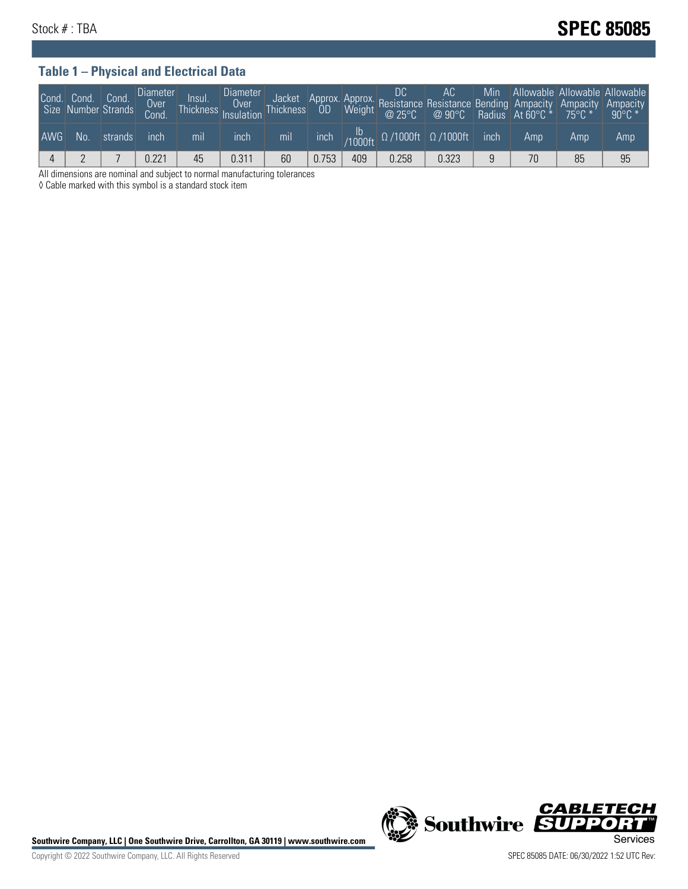### Table 1 – Physical and Electrical Data

| Cond. Size | Cond. Number | Cond. Strands | Diameter Over Cond. | Insul. Thickness | Diameter Over Insulation | Jacket Thickness | Approx. OD | Approx. Weight | DC Resistance @ 25°C | AC Resistance @ 90°C | Min Bending Radius | Allowable Ampacity At 60°C * | Allowable Ampacity 75°C * | Allowable Ampacity 90°C * |
|---|---|---|---|---|---|---|---|---|---|---|---|---|---|---|
| AWG | No. | strands | inch | mil | inch | mil | inch | lb /1000ft | Ω /1000ft | Ω /1000ft | inch | Amp | Amp | Amp |
| 4 | 2 | 7 | 0.221 | 45 | 0.311 | 60 | 0.753 | 409 | 0.258 | 0.323 | 9 | 70 | 85 | 95 |

All dimensions are nominal and subject to normal manufacturing tolerances

◊ Cable marked with this symbol is a standard stock item